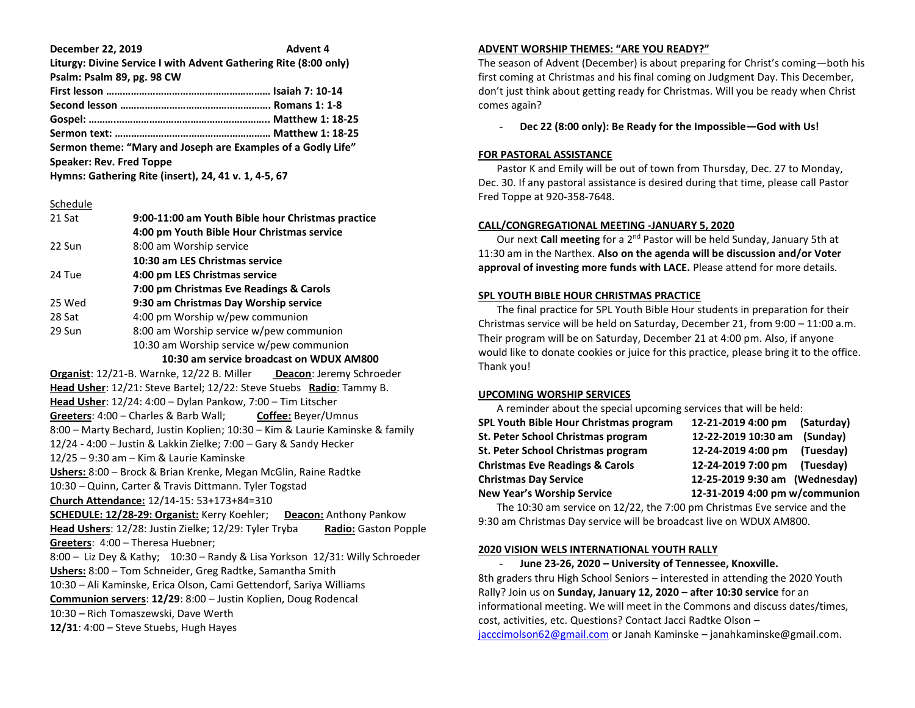**December 22, 2019** **Advent 4**

**Liturgy: Divine Service I with Advent Gathering Rite (8:00 only)**

**Psalm: Psalm 89, pg. 98 CW**

**First lesson …………………………………………………. Isaiah 7: 10-14**

**Second lesson ……………………………………………… Romans 1: 1-8**

**Gospel: ……..……………………………………………….. Matthew 1: 18-25**

**Sermon text: ……………………………………………… Matthew 1: 18-25**

**Sermon theme: "Mary and Joseph are Examples of a Godly Life"**

**Speaker: Rev. Fred Toppe**

**Hymns: Gathering Rite (insert), 24, 41 v. 1, 4-5, 67**

Schedule

| | |
|---|---|
| 21 Sat | **9:00-11:00 am Youth Bible hour Christmas practice** |
| | **4:00 pm Youth Bible Hour Christmas service** |
| 22 Sun | 8:00 am Worship service |
| | **10:30 am LES Christmas service** |
| 24 Tue | **4:00 pm LES Christmas service** |
| | **7:00 pm Christmas Eve Readings & Carols** |
| 25 Wed | **9:30 am Christmas Day Worship service** |
| 28 Sat | 4:00 pm Worship w/pew communion |
| 29 Sun | 8:00 am Worship service w/pew communion |
| | 10:30 am Worship service w/pew communion |
| | **10:30 am service broadcast on WDUX AM800** |

**Organist**: 12/21-B. Warnke, 12/22 B. Miller **Deacon**: Jeremy Schroeder

**Head Usher**: 12/21: Steve Bartel; 12/22: Steve Stuebs **Radio**: Tammy B.

**Head Usher**: 12/24: 4:00 – Dylan Pankow, 7:00 – Tim Litscher

**Greeters**: 4:00 – Charles & Barb Wall; **Coffee:** Beyer/Umnus

8:00 – Marty Bechard, Justin Koplien; 10:30 – Kim & Laurie Kaminske & family

12/24 - 4:00 – Justin & Lakkin Zielke; 7:00 – Gary & Sandy Hecker

12/25 – 9:30 am – Kim & Laurie Kaminske

**Ushers:** 8:00 – Brock & Brian Krenke, Megan McGlin, Raine Radtke

10:30 – Quinn, Carter & Travis Dittmann. Tyler Togstad

**Church Attendance:** 12/14-15: 53+173+84=310

**SCHEDULE: 12/28-29: Organist:** Kerry Koehler; **Deacon:** Anthony Pankow

**Head Ushers**: 12/28: Justin Zielke; 12/29: Tyler Tryba **Radio:** Gaston Popple

**Greeters**: 4:00 – Theresa Huebner;

8:00 – Liz Dey & Kathy; 10:30 – Randy & Lisa Yorkson 12/31: Willy Schroeder

**Ushers:** 8:00 – Tom Schneider, Greg Radtke, Samantha Smith

10:30 – Ali Kaminske, Erica Olson, Cami Gettendorf, Sariya Williams

**Communion servers**: **12/29**: 8:00 – Justin Koplien, Doug Rodencal

10:30 – Rich Tomaszewski, Dave Werth

**12/31**: 4:00 – Steve Stuebs, Hugh Hayes

**ADVENT WORSHIP THEMES: "ARE YOU READY?"**

The season of Advent (December) is about preparing for Christ's coming—both his first coming at Christmas and his final coming on Judgment Day. This December, don't just think about getting ready for Christmas. Will you be ready when Christ comes again?

- **Dec 22 (8:00 only): Be Ready for the Impossible—God with Us!**

**FOR PASTORAL ASSISTANCE**

Pastor K and Emily will be out of town from Thursday, Dec. 27 to Monday, Dec. 30. If any pastoral assistance is desired during that time, please call Pastor Fred Toppe at 920-358-7648.

**CALL/CONGREGATIONAL MEETING -JANUARY 5, 2020**

Our next **Call meeting** for a 2nd Pastor will be held Sunday, January 5th at 11:30 am in the Narthex. **Also on the agenda will be discussion and/or Voter approval of investing more funds with LACE.** Please attend for more details.

**SPL YOUTH BIBLE HOUR CHRISTMAS PRACTICE**

The final practice for SPL Youth Bible Hour students in preparation for their Christmas service will be held on Saturday, December 21, from 9:00 – 11:00 a.m. Their program will be on Saturday, December 21 at 4:00 pm. Also, if anyone would like to donate cookies or juice for this practice, please bring it to the office. Thank you!

**UPCOMING WORSHIP SERVICES**

A reminder about the special upcoming services that will be held:

| | | |
|---|---|---|
| **SPL Youth Bible Hour Christmas program** | **12-21-2019 4:00 pm** | **(Saturday)** |
| **St. Peter School Christmas program** | **12-22-2019 10:30 am** | **(Sunday)** |
| **St. Peter School Christmas program** | **12-24-2019 4:00 pm** | **(Tuesday)** |
| **Christmas Eve Readings & Carols** | **12-24-2019 7:00 pm** | **(Tuesday)** |
| **Christmas Day Service** | **12-25-2019 9:30 am** | **(Wednesday)** |
| **New Year's Worship Service** | **12-31-2019 4:00 pm w/communion** | |

The 10:30 am service on 12/22, the 7:00 pm Christmas Eve service and the 9:30 am Christmas Day service will be broadcast live on WDUX AM800.

**2020 VISION WELS INTERNATIONAL YOUTH RALLY**

- **June 23-26, 2020 – University of Tennessee, Knoxville.**

8th graders thru High School Seniors – interested in attending the 2020 Youth Rally? Join us on **Sunday, January 12, 2020 – after 10:30 service** for an informational meeting. We will meet in the Commons and discuss dates/times, cost, activities, etc. Questions? Contact Jacci Radtke Olson – jacccimolson62@gmail.com or Janah Kaminske – janahkaminske@gmail.com.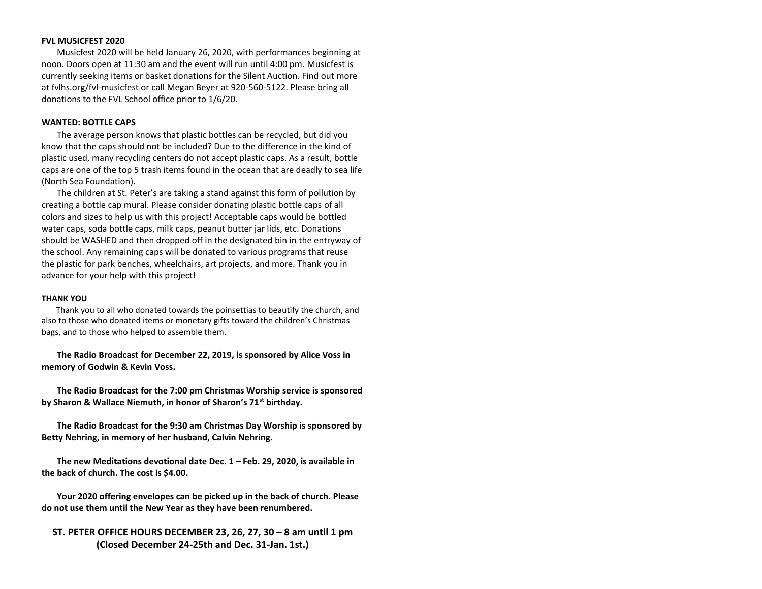**FVL MUSICFEST 2020**

Musicfest 2020 will be held January 26, 2020, with performances beginning at noon. Doors open at 11:30 am and the event will run until 4:00 pm. Musicfest is currently seeking items or basket donations for the Silent Auction. Find out more at fvlhs.org/fvl-musicfest or call Megan Beyer at 920-560-5122. Please bring all donations to the FVL School office prior to 1/6/20.

**WANTED: BOTTLE CAPS**

The average person knows that plastic bottles can be recycled, but did you know that the caps should not be included? Due to the difference in the kind of plastic used, many recycling centers do not accept plastic caps. As a result, bottle caps are one of the top 5 trash items found in the ocean that are deadly to sea life (North Sea Foundation).

The children at St. Peter's are taking a stand against this form of pollution by creating a bottle cap mural. Please consider donating plastic bottle caps of all colors and sizes to help us with this project! Acceptable caps would be bottled water caps, soda bottle caps, milk caps, peanut butter jar lids, etc. Donations should be WASHED and then dropped off in the designated bin in the entryway of the school. Any remaining caps will be donated to various programs that reuse the plastic for park benches, wheelchairs, art projects, and more. Thank you in advance for your help with this project!

**THANK YOU**

Thank you to all who donated towards the poinsettias to beautify the church, and also to those who donated items or monetary gifts toward the children's Christmas bags, and to those who helped to assemble them.

**The Radio Broadcast for December 22, 2019, is sponsored by Alice Voss in memory of Godwin & Kevin Voss.**

**The Radio Broadcast for the 7:00 pm Christmas Worship service is sponsored by Sharon & Wallace Niemuth, in honor of Sharon's 71st birthday.**

**The Radio Broadcast for the 9:30 am Christmas Day Worship is sponsored by Betty Nehring, in memory of her husband, Calvin Nehring.**

**The new Meditations devotional date Dec. 1 – Feb. 29, 2020, is available in the back of church. The cost is $4.00.**

**Your 2020 offering envelopes can be picked up in the back of church. Please do not use them until the New Year as they have been renumbered.**

**ST. PETER OFFICE HOURS DECEMBER 23, 26, 27, 30 – 8 am until 1 pm**
**(Closed December 24-25th and Dec. 31-Jan. 1st.)**